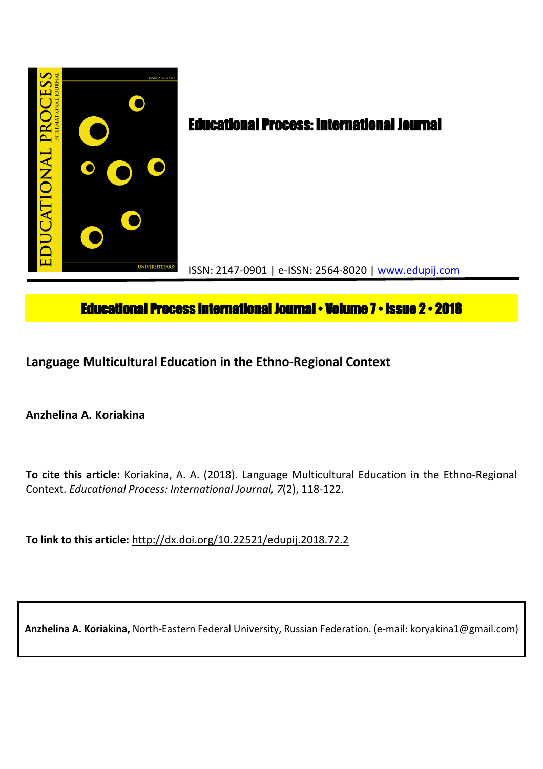# Educational Process: International Journal

ISSN: 2147-0901 | e-ISSN: 2564-8020 | www.edupij.com

**Educational Process International Journal • Volume 7 • Issue 2 • 2018**

## Language Multicultural Education in the Ethno-Regional Context

**Anzhelina A. Koriakina**

**To cite this article:** Koriakina, A. A. (2018). Language Multicultural Education in the Ethno-Regional Context. *Educational Process: International Journal, 7*(2), 118-122.

**To link to this article:** http://dx.doi.org/10.22521/edupij.2018.72.2

**Anzhelina A. Koriakina,** North-Eastern Federal University, Russian Federation. (e-mail: koryakina1@gmail.com)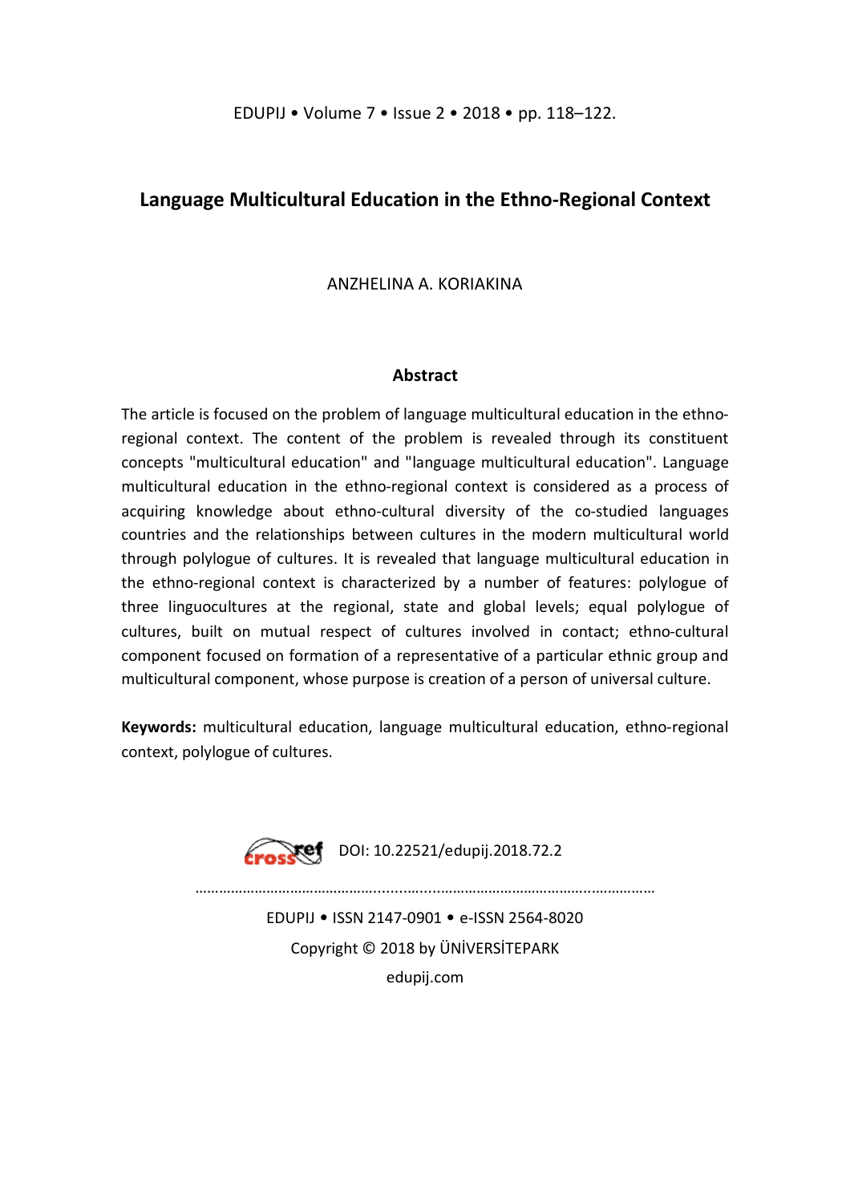# Language Multicultural Education in the Ethno-Regional Context

ANZHELINA A. KORIAKINA

## Abstract

The article is focused on the problem of language multicultural education in the ethno-regional context. The content of the problem is revealed through its constituent concepts "multicultural education" and "language multicultural education". Language multicultural education in the ethno-regional context is considered as a process of acquiring knowledge about ethno-cultural diversity of the co-studied languages countries and the relationships between cultures in the modern multicultural world through polylogue of cultures. It is revealed that language multicultural education in the ethno-regional context is characterized by a number of features: polylogue of three linguocultures at the regional, state and global levels; equal polylogue of cultures, built on mutual respect of cultures involved in contact; ethno-cultural component focused on formation of a representative of a particular ethnic group and multicultural component, whose purpose is creation of a person of universal culture.

**Keywords:** multicultural education, language multicultural education, ethno-regional context, polylogue of cultures.

DOI: 10.22521/edupij.2018.72.2

EDUPIJ • ISSN 2147-0901 • e-ISSN 2564-8020

Copyright © 2018 by ÜNİVERSİTEPARK

edupij.com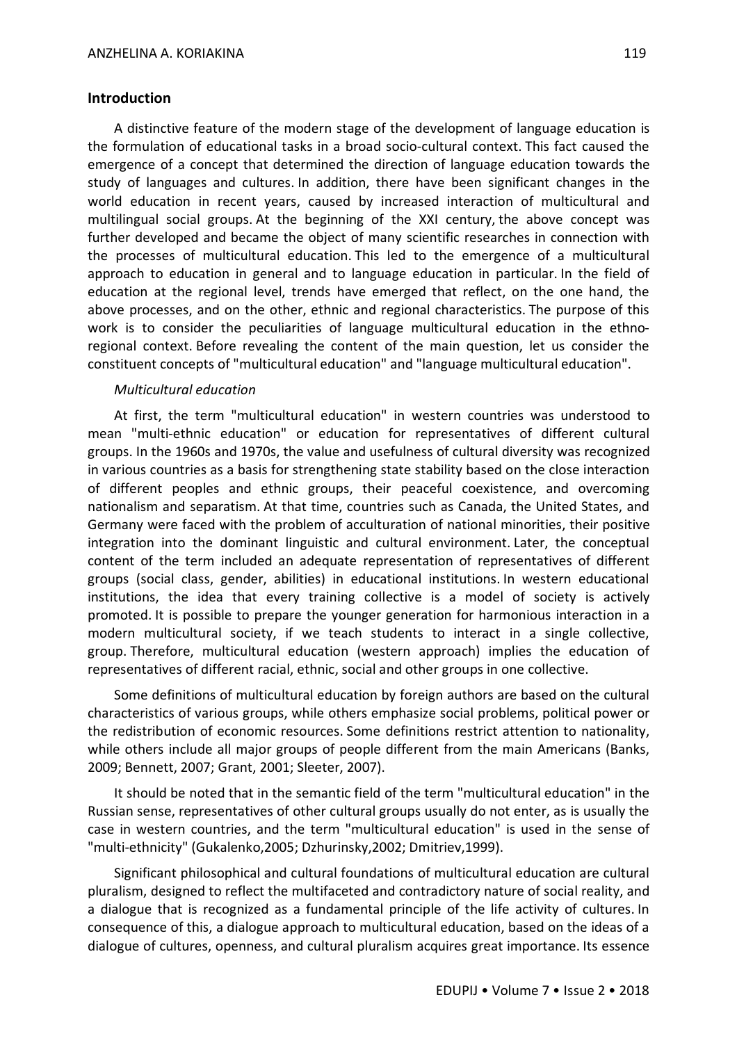## Introduction

A distinctive feature of the modern stage of the development of language education is the formulation of educational tasks in a broad socio-cultural context. This fact caused the emergence of a concept that determined the direction of language education towards the study of languages and cultures. In addition, there have been significant changes in the world education in recent years, caused by increased interaction of multicultural and multilingual social groups. At the beginning of the XXI century, the above concept was further developed and became the object of many scientific researches in connection with the processes of multicultural education. This led to the emergence of a multicultural approach to education in general and to language education in particular. In the field of education at the regional level, trends have emerged that reflect, on the one hand, the above processes, and on the other, ethnic and regional characteristics. The purpose of this work is to consider the peculiarities of language multicultural education in the ethno-regional context. Before revealing the content of the main question, let us consider the constituent concepts of "multicultural education" and "language multicultural education".

### *Multicultural education*

At first, the term "multicultural education" in western countries was understood to mean "multi-ethnic education" or education for representatives of different cultural groups. In the 1960s and 1970s, the value and usefulness of cultural diversity was recognized in various countries as a basis for strengthening state stability based on the close interaction of different peoples and ethnic groups, their peaceful coexistence, and overcoming nationalism and separatism. At that time, countries such as Canada, the United States, and Germany were faced with the problem of acculturation of national minorities, their positive integration into the dominant linguistic and cultural environment. Later, the conceptual content of the term included an adequate representation of representatives of different groups (social class, gender, abilities) in educational institutions. In western educational institutions, the idea that every training collective is a model of society is actively promoted. It is possible to prepare the younger generation for harmonious interaction in a modern multicultural society, if we teach students to interact in a single collective, group. Therefore, multicultural education (western approach) implies the education of representatives of different racial, ethnic, social and other groups in one collective.

Some definitions of multicultural education by foreign authors are based on the cultural characteristics of various groups, while others emphasize social problems, political power or the redistribution of economic resources. Some definitions restrict attention to nationality, while others include all major groups of people different from the main Americans (Banks, 2009; Bennett, 2007; Grant, 2001; Sleeter, 2007).

It should be noted that in the semantic field of the term "multicultural education" in the Russian sense, representatives of other cultural groups usually do not enter, as is usually the case in western countries, and the term "multicultural education" is used in the sense of "multi-ethnicity" (Gukalenko,2005; Dzhurinsky,2002; Dmitriev,1999).

Significant philosophical and cultural foundations of multicultural education are cultural pluralism, designed to reflect the multifaceted and contradictory nature of social reality, and a dialogue that is recognized as a fundamental principle of the life activity of cultures. In consequence of this, a dialogue approach to multicultural education, based on the ideas of a dialogue of cultures, openness, and cultural pluralism acquires great importance. Its essence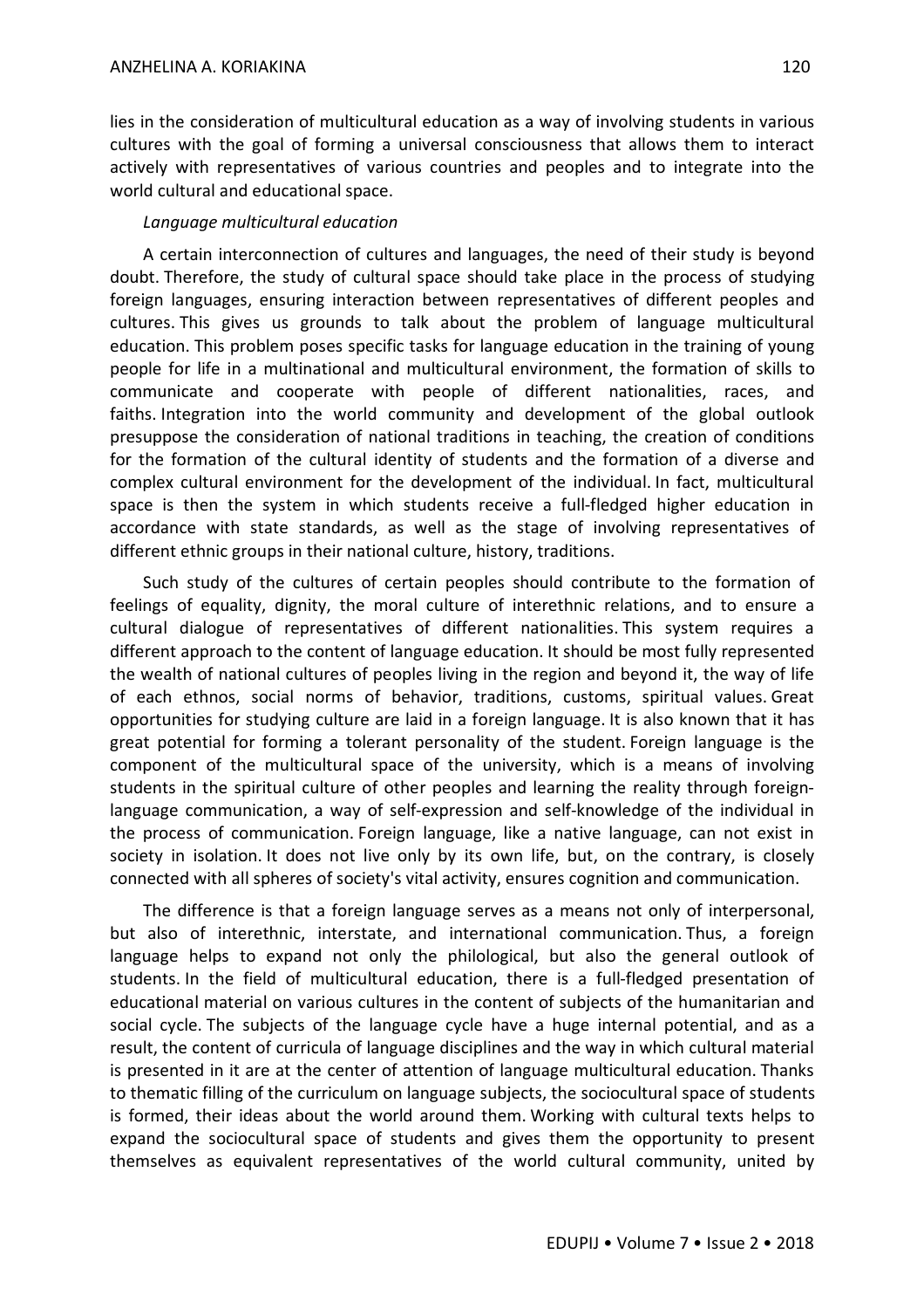lies in the consideration of multicultural education as a way of involving students in various cultures with the goal of forming a universal consciousness that allows them to interact actively with representatives of various countries and peoples and to integrate into the world cultural and educational space.

*Language multicultural education*

A certain interconnection of cultures and languages, the need of their study is beyond doubt. Therefore, the study of cultural space should take place in the process of studying foreign languages, ensuring interaction between representatives of different peoples and cultures. This gives us grounds to talk about the problem of language multicultural education. This problem poses specific tasks for language education in the training of young people for life in a multinational and multicultural environment, the formation of skills to communicate and cooperate with people of different nationalities, races, and faiths. Integration into the world community and development of the global outlook presuppose the consideration of national traditions in teaching, the creation of conditions for the formation of the cultural identity of students and the formation of a diverse and complex cultural environment for the development of the individual. In fact, multicultural space is then the system in which students receive a full-fledged higher education in accordance with state standards, as well as the stage of involving representatives of different ethnic groups in their national culture, history, traditions.

Such study of the cultures of certain peoples should contribute to the formation of feelings of equality, dignity, the moral culture of interethnic relations, and to ensure a cultural dialogue of representatives of different nationalities. This system requires a different approach to the content of language education. It should be most fully represented the wealth of national cultures of peoples living in the region and beyond it, the way of life of each ethnos, social norms of behavior, traditions, customs, spiritual values. Great opportunities for studying culture are laid in a foreign language. It is also known that it has great potential for forming a tolerant personality of the student. Foreign language is the component of the multicultural space of the university, which is a means of involving students in the spiritual culture of other peoples and learning the reality through foreign-language communication, a way of self-expression and self-knowledge of the individual in the process of communication. Foreign language, like a native language, can not exist in society in isolation. It does not live only by its own life, but, on the contrary, is closely connected with all spheres of society's vital activity, ensures cognition and communication.

The difference is that a foreign language serves as a means not only of interpersonal, but also of interethnic, interstate, and international communication. Thus, a foreign language helps to expand not only the philological, but also the general outlook of students. In the field of multicultural education, there is a full-fledged presentation of educational material on various cultures in the content of subjects of the humanitarian and social cycle. The subjects of the language cycle have a huge internal potential, and as a result, the content of curricula of language disciplines and the way in which cultural material is presented in it are at the center of attention of language multicultural education. Thanks to thematic filling of the curriculum on language subjects, the sociocultural space of students is formed, their ideas about the world around them. Working with cultural texts helps to expand the sociocultural space of students and gives them the opportunity to present themselves as equivalent representatives of the world cultural community, united by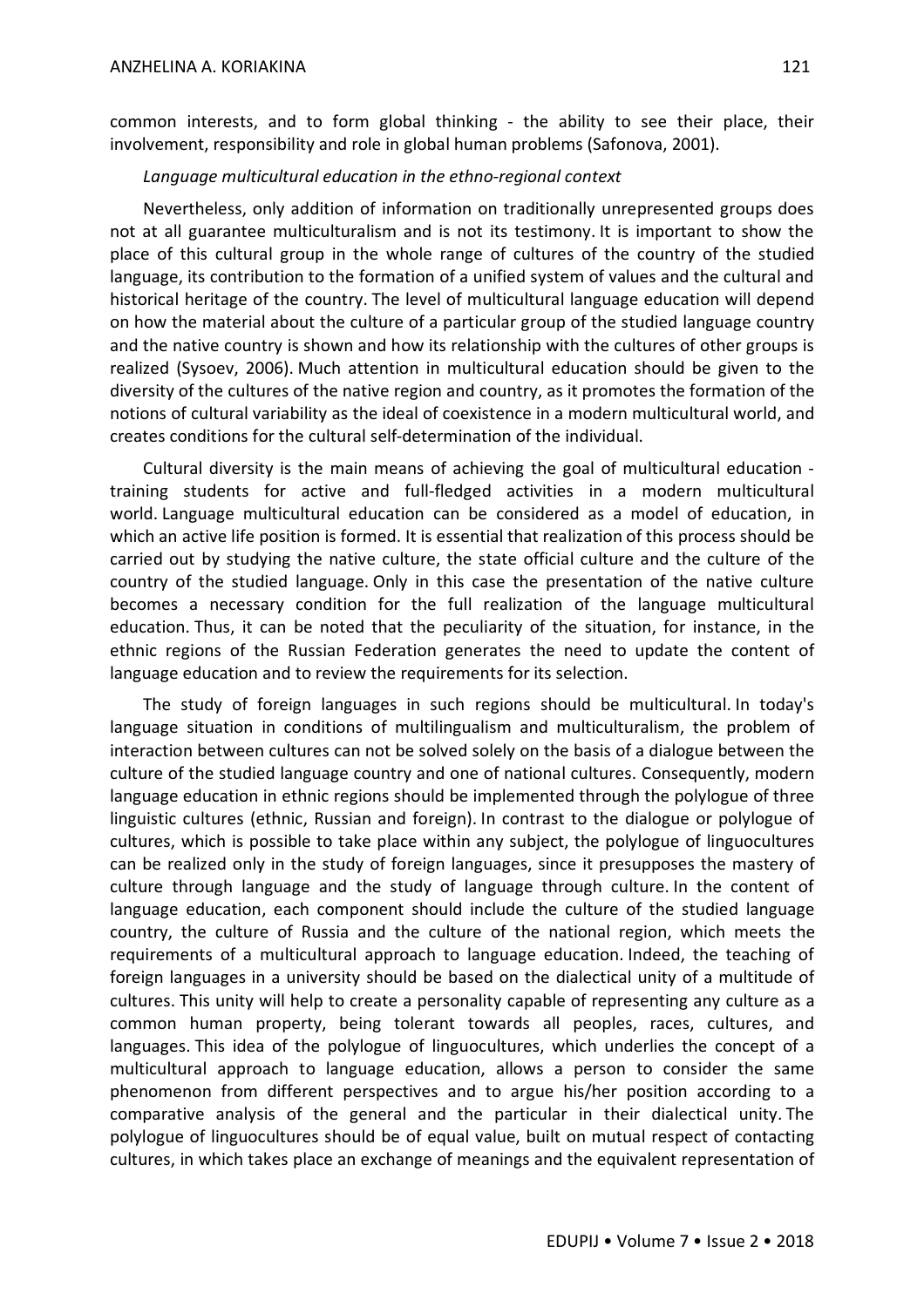common interests, and to form global thinking - the ability to see their place, their involvement, responsibility and role in global human problems (Safonova, 2001).

*Language multicultural education in the ethno-regional context*

Nevertheless, only addition of information on traditionally unrepresented groups does not at all guarantee multiculturalism and is not its testimony. It is important to show the place of this cultural group in the whole range of cultures of the country of the studied language, its contribution to the formation of a unified system of values and the cultural and historical heritage of the country. The level of multicultural language education will depend on how the material about the culture of a particular group of the studied language country and the native country is shown and how its relationship with the cultures of other groups is realized (Sysoev, 2006). Much attention in multicultural education should be given to the diversity of the cultures of the native region and country, as it promotes the formation of the notions of cultural variability as the ideal of coexistence in a modern multicultural world, and creates conditions for the cultural self-determination of the individual.

Cultural diversity is the main means of achieving the goal of multicultural education - training students for active and full-fledged activities in a modern multicultural world. Language multicultural education can be considered as a model of education, in which an active life position is formed. It is essential that realization of this process should be carried out by studying the native culture, the state official culture and the culture of the country of the studied language. Only in this case the presentation of the native culture becomes a necessary condition for the full realization of the language multicultural education. Thus, it can be noted that the peculiarity of the situation, for instance, in the ethnic regions of the Russian Federation generates the need to update the content of language education and to review the requirements for its selection.

The study of foreign languages in such regions should be multicultural. In today's language situation in conditions of multilingualism and multiculturalism, the problem of interaction between cultures can not be solved solely on the basis of a dialogue between the culture of the studied language country and one of national cultures. Consequently, modern language education in ethnic regions should be implemented through the polylogue of three linguistic cultures (ethnic, Russian and foreign). In contrast to the dialogue or polylogue of cultures, which is possible to take place within any subject, the polylogue of linguocultures can be realized only in the study of foreign languages, since it presupposes the mastery of culture through language and the study of language through culture. In the content of language education, each component should include the culture of the studied language country, the culture of Russia and the culture of the national region, which meets the requirements of a multicultural approach to language education. Indeed, the teaching of foreign languages in a university should be based on the dialectical unity of a multitude of cultures. This unity will help to create a personality capable of representing any culture as a common human property, being tolerant towards all peoples, races, cultures, and languages. This idea of the polylogue of linguocultures, which underlies the concept of a multicultural approach to language education, allows a person to consider the same phenomenon from different perspectives and to argue his/her position according to a comparative analysis of the general and the particular in their dialectical unity. The polylogue of linguocultures should be of equal value, built on mutual respect of contacting cultures, in which takes place an exchange of meanings and the equivalent representation of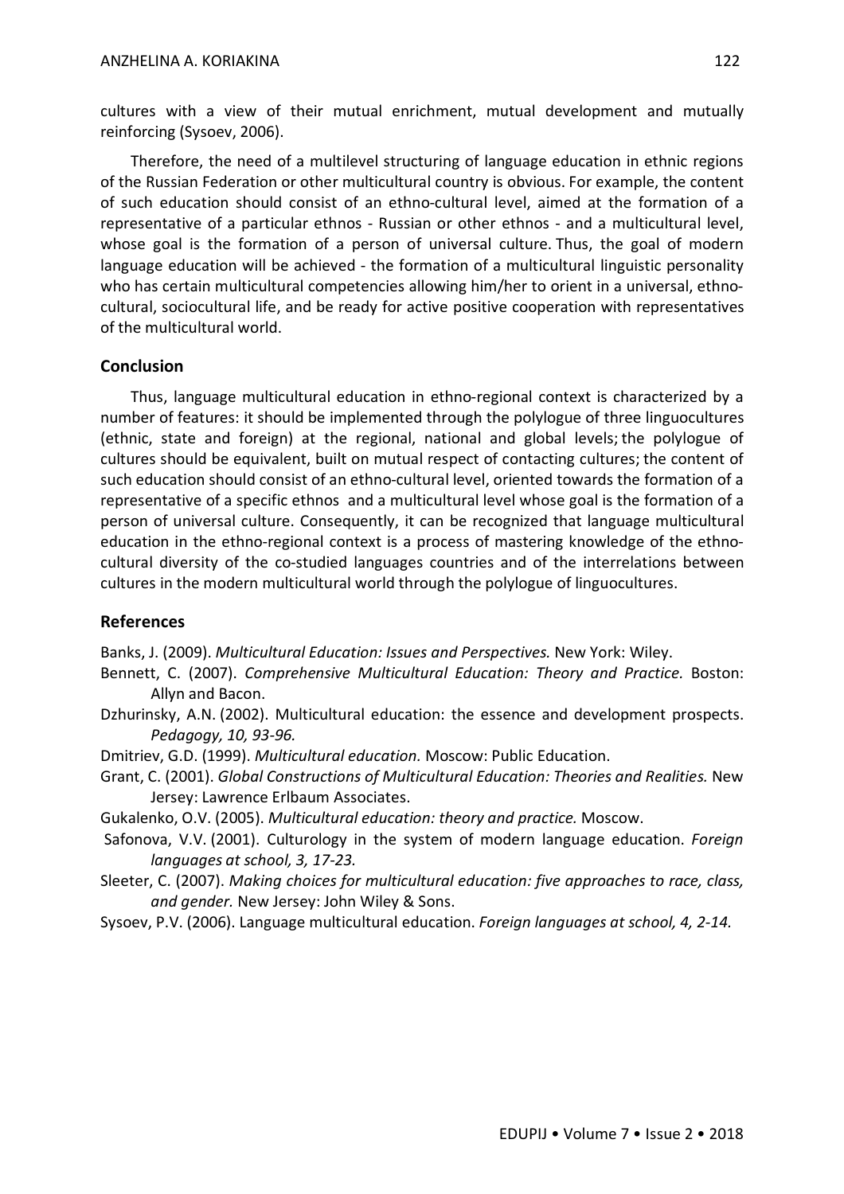cultures with a view of their mutual enrichment, mutual development and mutually reinforcing (Sysoev, 2006).

Therefore, the need of a multilevel structuring of language education in ethnic regions of the Russian Federation or other multicultural country is obvious. For example, the content of such education should consist of an ethno-cultural level, aimed at the formation of a representative of a particular ethnos - Russian or other ethnos - and a multicultural level, whose goal is the formation of a person of universal culture. Thus, the goal of modern language education will be achieved - the formation of a multicultural linguistic personality who has certain multicultural competencies allowing him/her to orient in a universal, ethno-cultural, sociocultural life, and be ready for active positive cooperation with representatives of the multicultural world.

## Conclusion

Thus, language multicultural education in ethno-regional context is characterized by a number of features: it should be implemented through the polylogue of three linguocultures (ethnic, state and foreign) at the regional, national and global levels; the polylogue of cultures should be equivalent, built on mutual respect of contacting cultures; the content of such education should consist of an ethno-cultural level, oriented towards the formation of a representative of a specific ethnos and a multicultural level whose goal is the formation of a person of universal culture. Consequently, it can be recognized that language multicultural education in the ethno-regional context is a process of mastering knowledge of the ethno-cultural diversity of the co-studied languages countries and of the interrelations between cultures in the modern multicultural world through the polylogue of linguocultures.

## References

Banks, J. (2009). *Multicultural Education: Issues and Perspectives.* New York: Wiley.

Bennett, C. (2007). *Comprehensive Multicultural Education: Theory and Practice.* Boston: Allyn and Bacon.

Dzhurinsky, A.N. (2002). Multicultural education: the essence and development prospects. *Pedagogy, 10, 93-96.*

Dmitriev, G.D. (1999). *Multicultural education.* Moscow: Public Education.

Grant, C. (2001). *Global Constructions of Multicultural Education: Theories and Realities.* New Jersey: Lawrence Erlbaum Associates.

Gukalenko, O.V. (2005). *Multicultural education: theory and practice.* Moscow.

Safonova, V.V. (2001). Culturology in the system of modern language education. *Foreign languages at school, 3, 17-23.*

Sleeter, C. (2007). *Making choices for multicultural education: five approaches to race, class, and gender.* New Jersey: John Wiley & Sons.

Sysoev, P.V. (2006). Language multicultural education. *Foreign languages at school, 4, 2-14.*